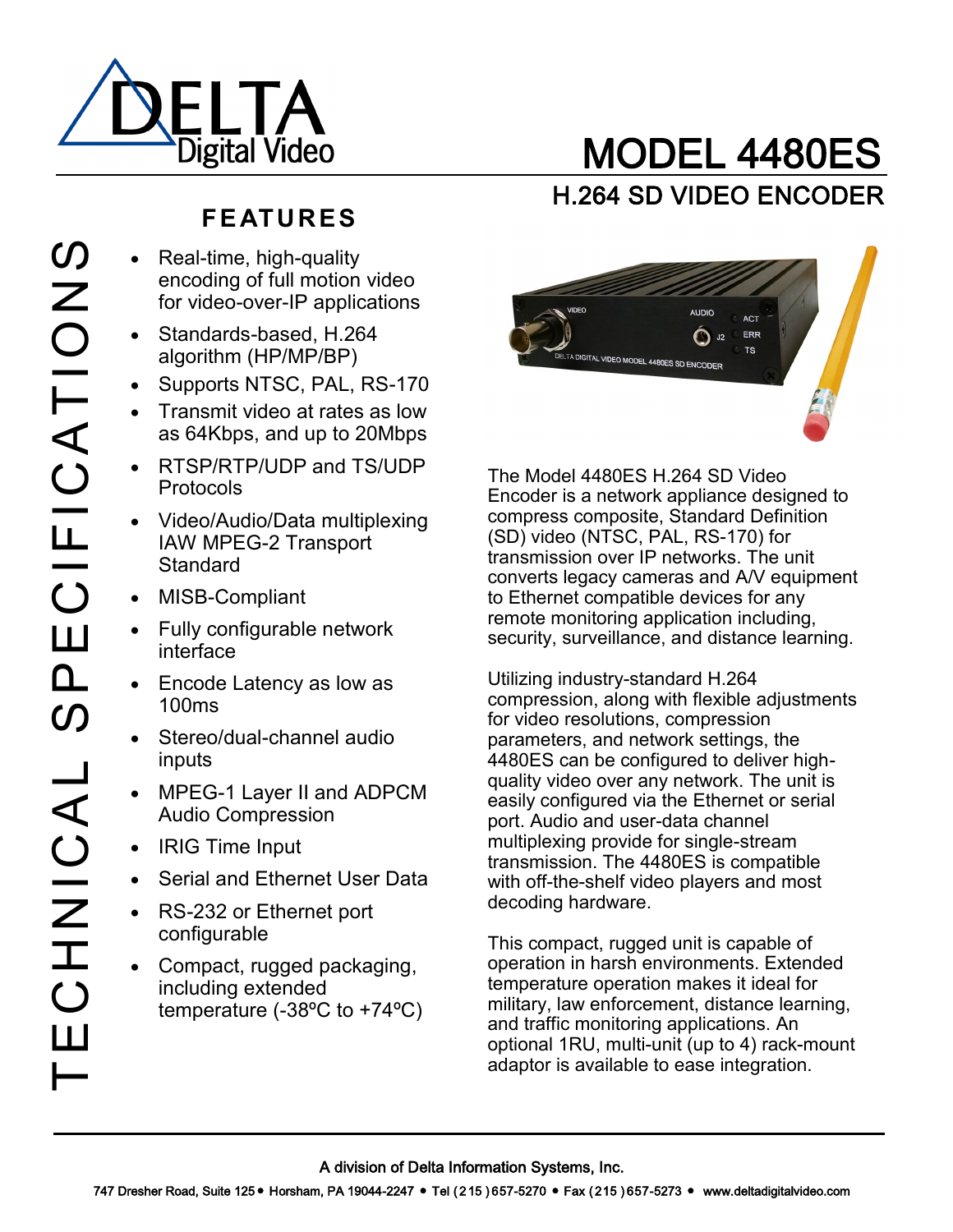# MODEL 4480ES

## H.264 SD VIDEO ENCODER

TECHNICAL SPECIFICATIONS

## FEATURES

- Real-time, high-quality encoding of full motion video for video-over-IP applications
- Standards-based, H.264 algorithm (HP/MP/BP)
- Supports NTSC, PAL, RS-170
- Transmit video at rates as low as 64Kbps, and up to 20Mbps
- RTSP/RTP/UDP and TS/UDP Protocols
- Video/Audio/Data multiplexing IAW MPEG-2 Transport Standard
- MISB-Compliant
- Fully configurable network interface
- Encode Latency as low as 100ms
- Stereo/dual-channel audio inputs
- MPEG-1 Layer II and ADPCM Audio Compression
- IRIG Time Input
- Serial and Ethernet User Data
- RS-232 or Ethernet port configurable
- Compact, rugged packaging, including extended temperature (-38ºC to +74ºC)

The Model 4480ES H.264 SD Video Encoder is a network appliance designed to compress composite, Standard Definition (SD) video (NTSC, PAL, RS-170) for transmission over IP networks. The unit converts legacy cameras and A/V equipment to Ethernet compatible devices for any remote monitoring application including, security, surveillance, and distance learning.

Utilizing industry-standard H.264 compression, along with flexible adjustments for video resolutions, compression parameters, and network settings, the 4480ES can be configured to deliver high-quality video over any network. The unit is easily configured via the Ethernet or serial port. Audio and user-data channel multiplexing provide for single-stream transmission. The 4480ES is compatible with off-the-shelf video players and most decoding hardware.

This compact, rugged unit is capable of operation in harsh environments. Extended temperature operation makes it ideal for military, law enforcement, distance learning, and traffic monitoring applications. An optional 1RU, multi-unit (up to 4) rack-mount adaptor is available to ease integration.

A division of Delta Information Systems, Inc.

747 Dresher Road, Suite 125 • Horsham, PA 19044-2247 • Tel (215) 657-5270 • Fax (215) 657-5273 • www.deltadigitalvideo.com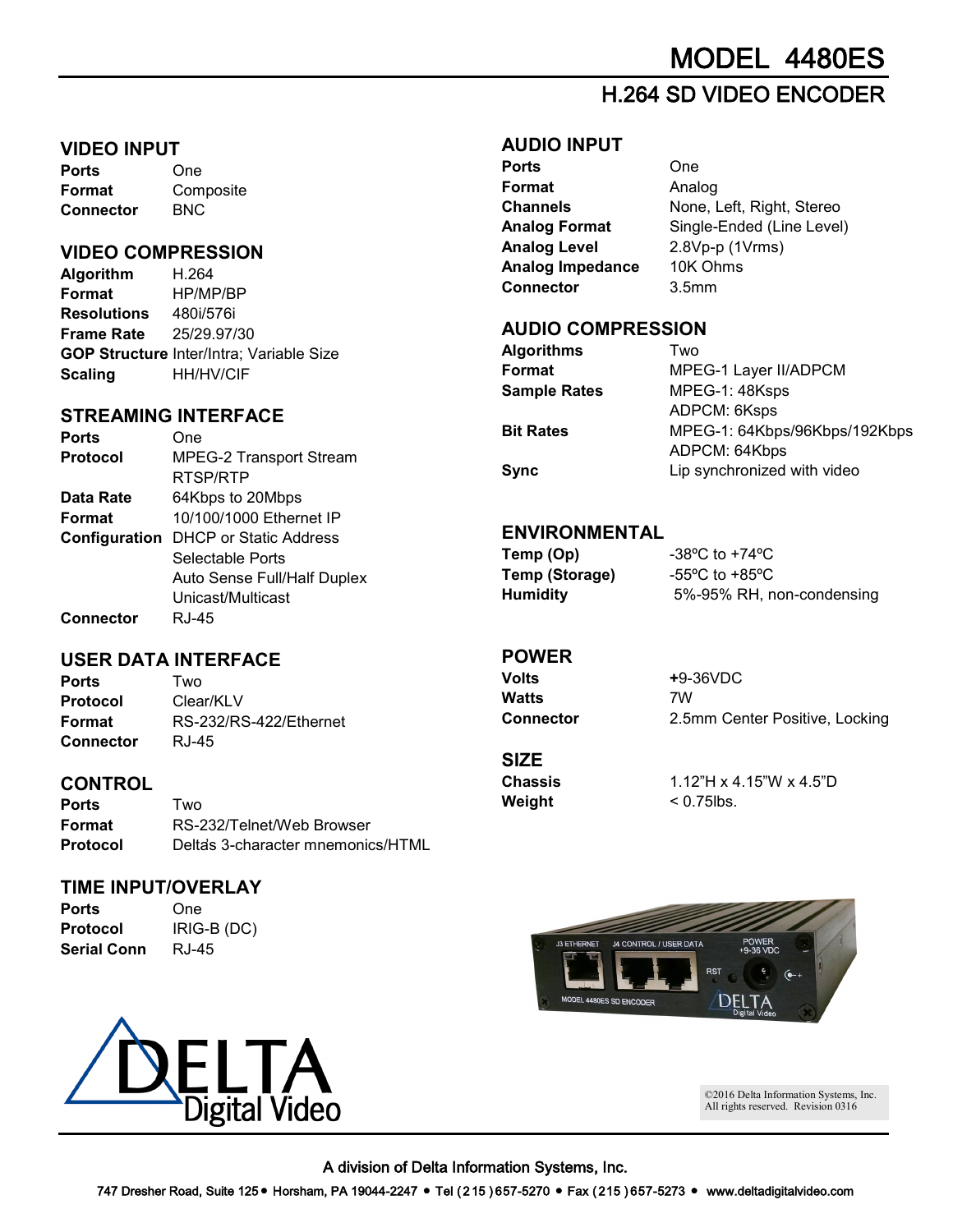# MODEL 4480ES

## H.264 SD VIDEO ENCODER

### VIDEO INPUT

| | |
|---|---|
| **Ports** | One |
| **Format** | Composite |
| **Connector** | BNC |

### VIDEO COMPRESSION

| | |
|---|---|
| **Algorithm** | H.264 |
| **Format** | HP/MP/BP |
| **Resolutions** | 480i/576i |
| **Frame Rate** | 25/29.97/30 |
| **GOP Structure** | Inter/Intra; Variable Size |
| **Scaling** | HH/HV/CIF |

### STREAMING INTERFACE

| | |
|---|---|
| **Ports** | One |
| **Protocol** | MPEG-2 Transport Stream<br>RTSP/RTP |
| **Data Rate** | 64Kbps to 20Mbps |
| **Format** | 10/100/1000 Ethernet IP |
| **Configuration** | DHCP or Static Address<br>Selectable Ports<br>Auto Sense Full/Half Duplex<br>Unicast/Multicast |
| **Connector** | RJ-45 |

### USER DATA INTERFACE

| | |
|---|---|
| **Ports** | Two |
| **Protocol** | Clear/KLV |
| **Format** | RS-232/RS-422/Ethernet |
| **Connector** | RJ-45 |

### CONTROL

| | |
|---|---|
| **Ports** | Two |
| **Format** | RS-232/Telnet/Web Browser |
| **Protocol** | Delta's 3-character mnemonics/HTML |

### TIME INPUT/OVERLAY

| | |
|---|---|
| **Ports** | One |
| **Protocol** | IRIG-B (DC) |
| **Serial Conn** | RJ-45 |

### AUDIO INPUT

| | |
|---|---|
| **Ports** | One |
| **Format** | Analog |
| **Channels** | None, Left, Right, Stereo |
| **Analog Format** | Single-Ended (Line Level) |
| **Analog Level** | 2.8Vp-p (1Vrms) |
| **Analog Impedance** | 10K Ohms |
| **Connector** | 3.5mm |

### AUDIO COMPRESSION

| | |
|---|---|
| **Algorithms** | Two |
| **Format** | MPEG-1 Layer II/ADPCM |
| **Sample Rates** | MPEG-1: 48Ksps<br>ADPCM: 6Ksps |
| **Bit Rates** | MPEG-1: 64Kbps/96Kbps/192Kbps<br>ADPCM: 64Kbps |
| **Sync** | Lip synchronized with video |

### ENVIRONMENTAL

| | |
|---|---|
| **Temp (Op)** | -38ºC to +74ºC |
| **Temp (Storage)** | -55ºC to +85ºC |
| **Humidity** | 5%-95% RH, non-condensing |

### POWER

| | |
|---|---|
| **Volts** | +9-36VDC |
| **Watts** | 7W |
| **Connector** | 2.5mm Center Positive, Locking |

### SIZE

| | |
|---|---|
| **Chassis** | 1.12"H x 4.15"W x 4.5"D |
| **Weight** | < 0.75lbs. |

DELTA Digital Video

©2016 Delta Information Systems, Inc. All rights reserved. Revision 0316

A division of Delta Information Systems, Inc.

747 Dresher Road, Suite 125 • Horsham, PA 19044-2247 • Tel (215) 657-5270 • Fax (215) 657-5273 • www.deltadigitalvideo.com